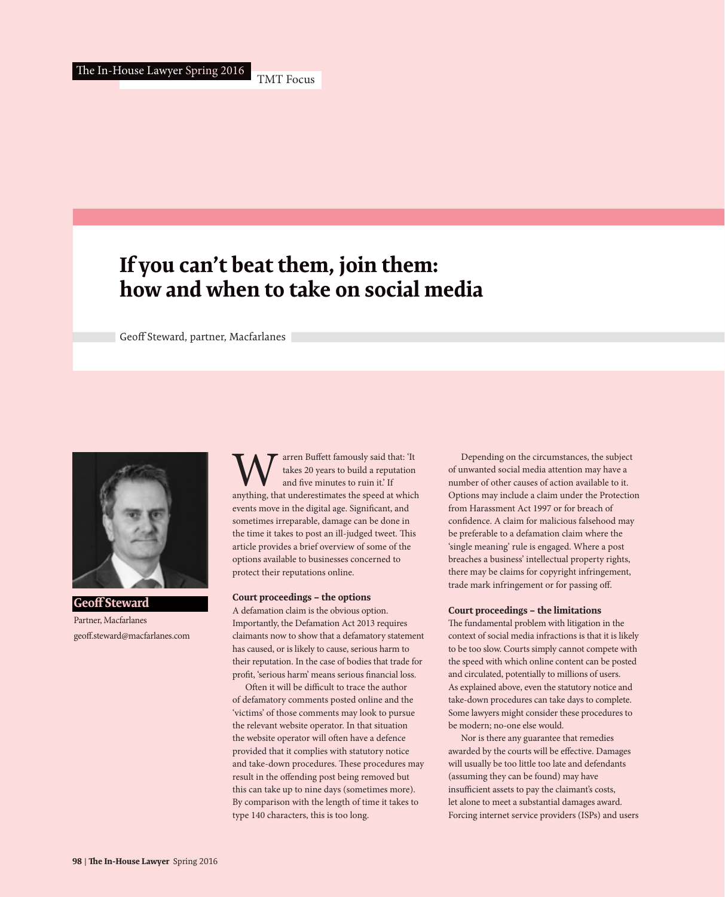# If you can't beat them, join them: how and when to take on social media

Geoff Steward, partner, Macfarlanes

**Geoff Steward**

Partner, Macfarlanes

geoff.steward@macfarlanes.com

Warren Buffett famously said that: 'It takes 20 years to build a reputation and five minutes to ruin it.' If anything, that underestimates the speed at which events move in the digital age. Significant, and sometimes irreparable, damage can be done in the time it takes to post an ill-judged tweet. This article provides a brief overview of some of the options available to businesses concerned to protect their reputations online.

**Court proceedings – the options**

A defamation claim is the obvious option. Importantly, the Defamation Act 2013 requires claimants now to show that a defamatory statement has caused, or is likely to cause, serious harm to their reputation. In the case of bodies that trade for profit, 'serious harm' means serious financial loss.

Often it will be difficult to trace the author of defamatory comments posted online and the 'victims' of those comments may look to pursue the relevant website operator. In that situation the website operator will often have a defence provided that it complies with statutory notice and take-down procedures. These procedures may result in the offending post being removed but this can take up to nine days (sometimes more). By comparison with the length of time it takes to type 140 characters, this is too long.

Depending on the circumstances, the subject of unwanted social media attention may have a number of other causes of action available to it. Options may include a claim under the Protection from Harassment Act 1997 or for breach of confidence. A claim for malicious falsehood may be preferable to a defamation claim where the 'single meaning' rule is engaged. Where a post breaches a business' intellectual property rights, there may be claims for copyright infringement, trade mark infringement or for passing off.

**Court proceedings – the limitations**

The fundamental problem with litigation in the context of social media infractions is that it is likely to be too slow. Courts simply cannot compete with the speed with which online content can be posted and circulated, potentially to millions of users. As explained above, even the statutory notice and take-down procedures can take days to complete. Some lawyers might consider these procedures to be modern; no-one else would.

Nor is there any guarantee that remedies awarded by the courts will be effective. Damages will usually be too little too late and defendants (assuming they can be found) may have insufficient assets to pay the claimant's costs, let alone to meet a substantial damages award. Forcing internet service providers (ISPs) and users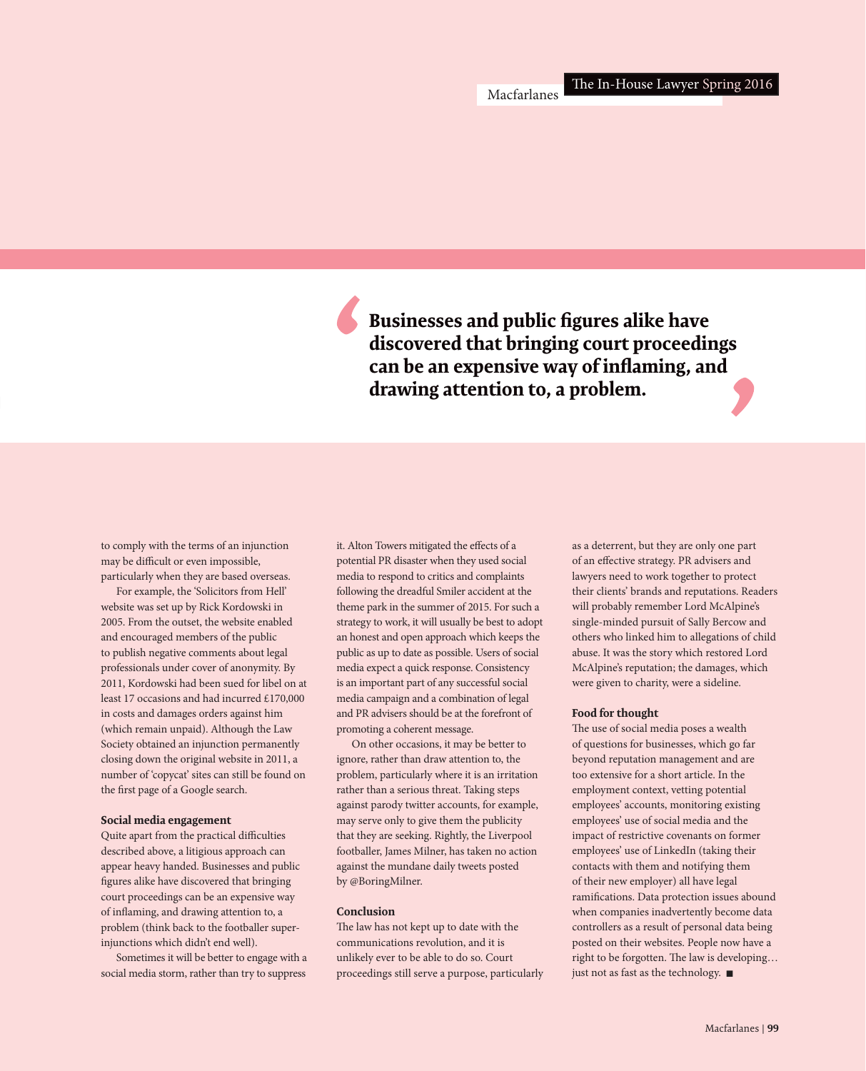> Businesses and public figures alike have discovered that bringing court proceedings can be an expensive way of inflaming, and drawing attention to, a problem.

to comply with the terms of an injunction may be difficult or even impossible, particularly when they are based overseas.

For example, the 'Solicitors from Hell' website was set up by Rick Kordowski in 2005. From the outset, the website enabled and encouraged members of the public to publish negative comments about legal professionals under cover of anonymity. By 2011, Kordowski had been sued for libel on at least 17 occasions and had incurred £170,000 in costs and damages orders against him (which remain unpaid). Although the Law Society obtained an injunction permanently closing down the original website in 2011, a number of 'copycat' sites can still be found on the first page of a Google search.

### Social media engagement

Quite apart from the practical difficulties described above, a litigious approach can appear heavy handed. Businesses and public figures alike have discovered that bringing court proceedings can be an expensive way of inflaming, and drawing attention to, a problem (think back to the footballer super-injunctions which didn't end well).

Sometimes it will be better to engage with a social media storm, rather than try to suppress it. Alton Towers mitigated the effects of a potential PR disaster when they used social media to respond to critics and complaints following the dreadful Smiler accident at the theme park in the summer of 2015. For such a strategy to work, it will usually be best to adopt an honest and open approach which keeps the public as up to date as possible. Users of social media expect a quick response. Consistency is an important part of any successful social media campaign and a combination of legal and PR advisers should be at the forefront of promoting a coherent message.

On other occasions, it may be better to ignore, rather than draw attention to, the problem, particularly where it is an irritation rather than a serious threat. Taking steps against parody twitter accounts, for example, may serve only to give them the publicity that they are seeking. Rightly, the Liverpool footballer, James Milner, has taken no action against the mundane daily tweets posted by @BoringMilner.

### Conclusion

The law has not kept up to date with the communications revolution, and it is unlikely ever to be able to do so. Court proceedings still serve a purpose, particularly as a deterrent, but they are only one part of an effective strategy. PR advisers and lawyers need to work together to protect their clients' brands and reputations. Readers will probably remember Lord McAlpine's single-minded pursuit of Sally Bercow and others who linked him to allegations of child abuse. It was the story which restored Lord McAlpine's reputation; the damages, which were given to charity, were a sideline.

### Food for thought

The use of social media poses a wealth of questions for businesses, which go far beyond reputation management and are too extensive for a short article. In the employment context, vetting potential employees' accounts, monitoring existing employees' use of social media and the impact of restrictive covenants on former employees' use of LinkedIn (taking their contacts with them and notifying them of their new employer) all have legal ramifications. Data protection issues abound when companies inadvertently become data controllers as a result of personal data being posted on their websites. People now have a right to be forgotten. The law is developing… just not as fast as the technology. ■